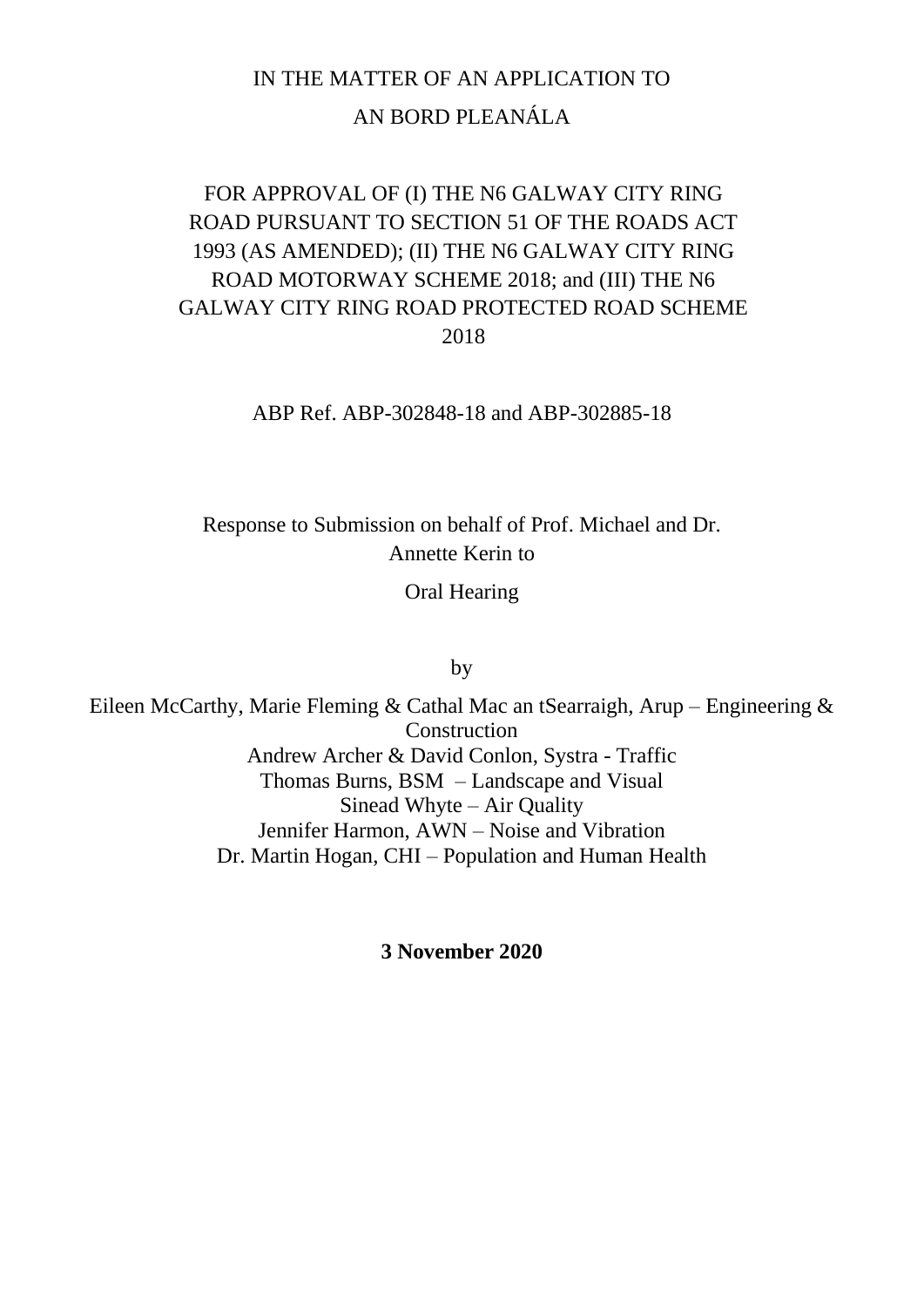IN THE MATTER OF AN APPLICATION TO

AN BORD PLEANÁLA

FOR APPROVAL OF (I) THE N6 GALWAY CITY RING ROAD PURSUANT TO SECTION 51 OF THE ROADS ACT 1993 (AS AMENDED); (II) THE N6 GALWAY CITY RING ROAD MOTORWAY SCHEME 2018; and (III) THE N6 GALWAY CITY RING ROAD PROTECTED ROAD SCHEME 2018

ABP Ref. ABP-302848-18 and ABP-302885-18

Response to Submission on behalf of Prof. Michael and Dr. Annette Kerin to

Oral Hearing

by

Eileen McCarthy, Marie Fleming & Cathal Mac an tSearraigh, Arup – Engineering & Construction

Andrew Archer & David Conlon, Systra - Traffic

Thomas Burns, BSM – Landscape and Visual

Sinead Whyte – Air Quality

Jennifer Harmon, AWN – Noise and Vibration

Dr. Martin Hogan, CHI – Population and Human Health

**3 November 2020**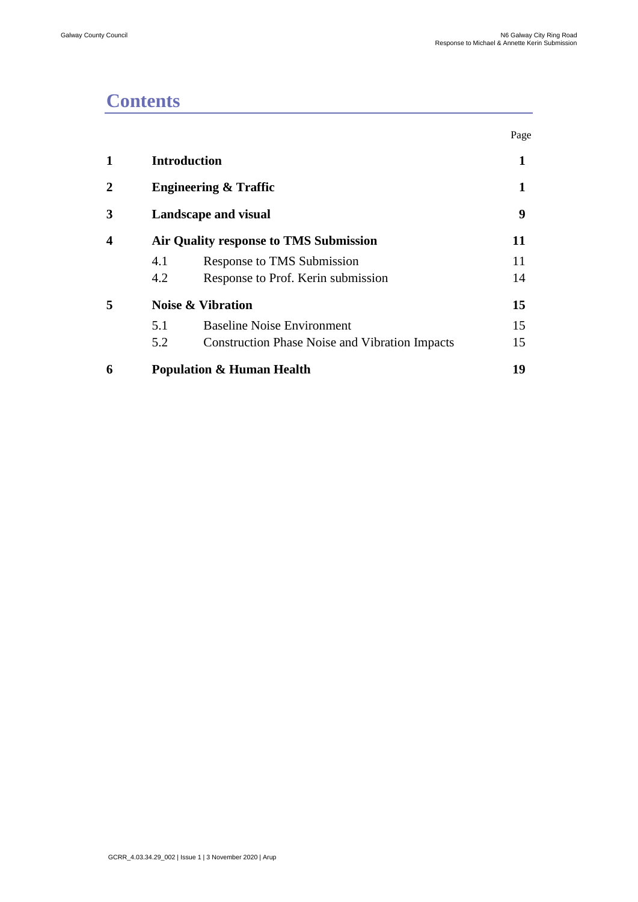# Contents

| | | Page |
|---|---|---|
| **1** | **Introduction** | **1** |
| **2** | **Engineering & Traffic** | **1** |
| **3** | **Landscape and visual** | **9** |
| **4** | **Air Quality response to TMS Submission** | **11** |
| | 4.1 Response to TMS Submission | 11 |
| | 4.2 Response to Prof. Kerin submission | 14 |
| **5** | **Noise & Vibration** | **15** |
| | 5.1 Baseline Noise Environment | 15 |
| | 5.2 Construction Phase Noise and Vibration Impacts | 15 |
| **6** | **Population & Human Health** | **19** |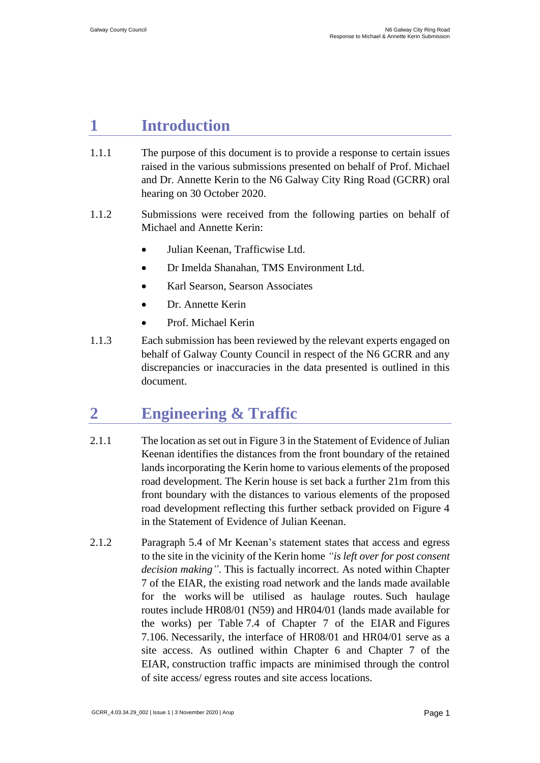# 1 Introduction

1.1.1 The purpose of this document is to provide a response to certain issues raised in the various submissions presented on behalf of Prof. Michael and Dr. Annette Kerin to the N6 Galway City Ring Road (GCRR) oral hearing on 30 October 2020.

1.1.2 Submissions were received from the following parties on behalf of Michael and Annette Kerin:

- Julian Keenan, Trafficwise Ltd.
- Dr Imelda Shanahan, TMS Environment Ltd.
- Karl Searson, Searson Associates
- Dr. Annette Kerin
- Prof. Michael Kerin

1.1.3 Each submission has been reviewed by the relevant experts engaged on behalf of Galway County Council in respect of the N6 GCRR and any discrepancies or inaccuracies in the data presented is outlined in this document.

# 2 Engineering & Traffic

2.1.1 The location as set out in Figure 3 in the Statement of Evidence of Julian Keenan identifies the distances from the front boundary of the retained lands incorporating the Kerin home to various elements of the proposed road development. The Kerin house is set back a further 21m from this front boundary with the distances to various elements of the proposed road development reflecting this further setback provided on Figure 4 in the Statement of Evidence of Julian Keenan.

2.1.2 Paragraph 5.4 of Mr Keenan's statement states that access and egress to the site in the vicinity of the Kerin home *"is left over for post consent decision making"*. This is factually incorrect. As noted within Chapter 7 of the EIAR, the existing road network and the lands made available for the works will be utilised as haulage routes. Such haulage routes include HR08/01 (N59) and HR04/01 (lands made available for the works) per Table 7.4 of Chapter 7 of the EIAR and Figures 7.106. Necessarily, the interface of HR08/01 and HR04/01 serve as a site access. As outlined within Chapter 6 and Chapter 7 of the EIAR, construction traffic impacts are minimised through the control of site access/ egress routes and site access locations.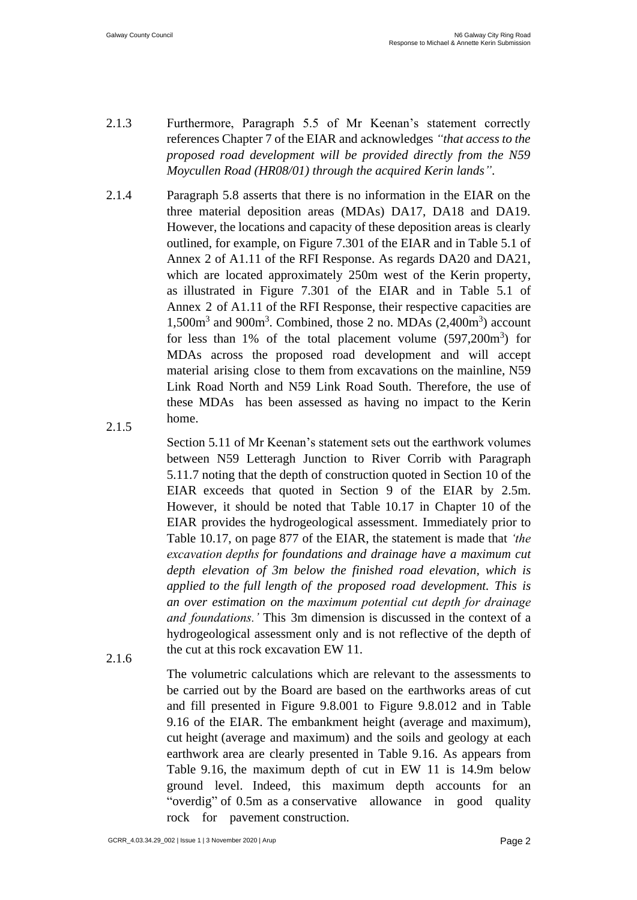2.1.3 Furthermore, Paragraph 5.5 of Mr Keenan's statement correctly references Chapter 7 of the EIAR and acknowledges *"that access to the proposed road development will be provided directly from the N59 Moycullen Road (HR08/01) through the acquired Kerin lands"*.

2.1.4 Paragraph 5.8 asserts that there is no information in the EIAR on the three material deposition areas (MDAs) DA17, DA18 and DA19. However, the locations and capacity of these deposition areas is clearly outlined, for example, on Figure 7.301 of the EIAR and in Table 5.1 of Annex 2 of A1.11 of the RFI Response. As regards DA20 and DA21, which are located approximately 250m west of the Kerin property, as illustrated in Figure 7.301 of the EIAR and in Table 5.1 of Annex 2 of A1.11 of the RFI Response, their respective capacities are 1,500m$^3$ and 900m$^3$. Combined, those 2 no. MDAs (2,400m$^3$) account for less than 1% of the total placement volume (597,200m$^3$) for MDAs across the proposed road development and will accept material arising close to them from excavations on the mainline, N59 Link Road North and N59 Link Road South. Therefore, the use of these MDAs has been assessed as having no impact to the Kerin home.

2.1.5 Section 5.11 of Mr Keenan's statement sets out the earthwork volumes between N59 Letteragh Junction to River Corrib with Paragraph 5.11.7 noting that the depth of construction quoted in Section 10 of the EIAR exceeds that quoted in Section 9 of the EIAR by 2.5m. However, it should be noted that Table 10.17 in Chapter 10 of the EIAR provides the hydrogeological assessment. Immediately prior to Table 10.17, on page 877 of the EIAR, the statement is made that *'the excavation depths for foundations and drainage have a maximum cut depth elevation of 3m below the finished road elevation, which is applied to the full length of the proposed road development. This is an over estimation on the maximum potential cut depth for drainage and foundations.'* This 3m dimension is discussed in the context of a hydrogeological assessment only and is not reflective of the depth of the cut at this rock excavation EW 11.

2.1.6 The volumetric calculations which are relevant to the assessments to be carried out by the Board are based on the earthworks areas of cut and fill presented in Figure 9.8.001 to Figure 9.8.012 and in Table 9.16 of the EIAR. The embankment height (average and maximum), cut height (average and maximum) and the soils and geology at each earthwork area are clearly presented in Table 9.16. As appears from Table 9.16, the maximum depth of cut in EW 11 is 14.9m below ground level. Indeed, this maximum depth accounts for an "overdig" of 0.5m as a conservative allowance in good quality rock for pavement construction.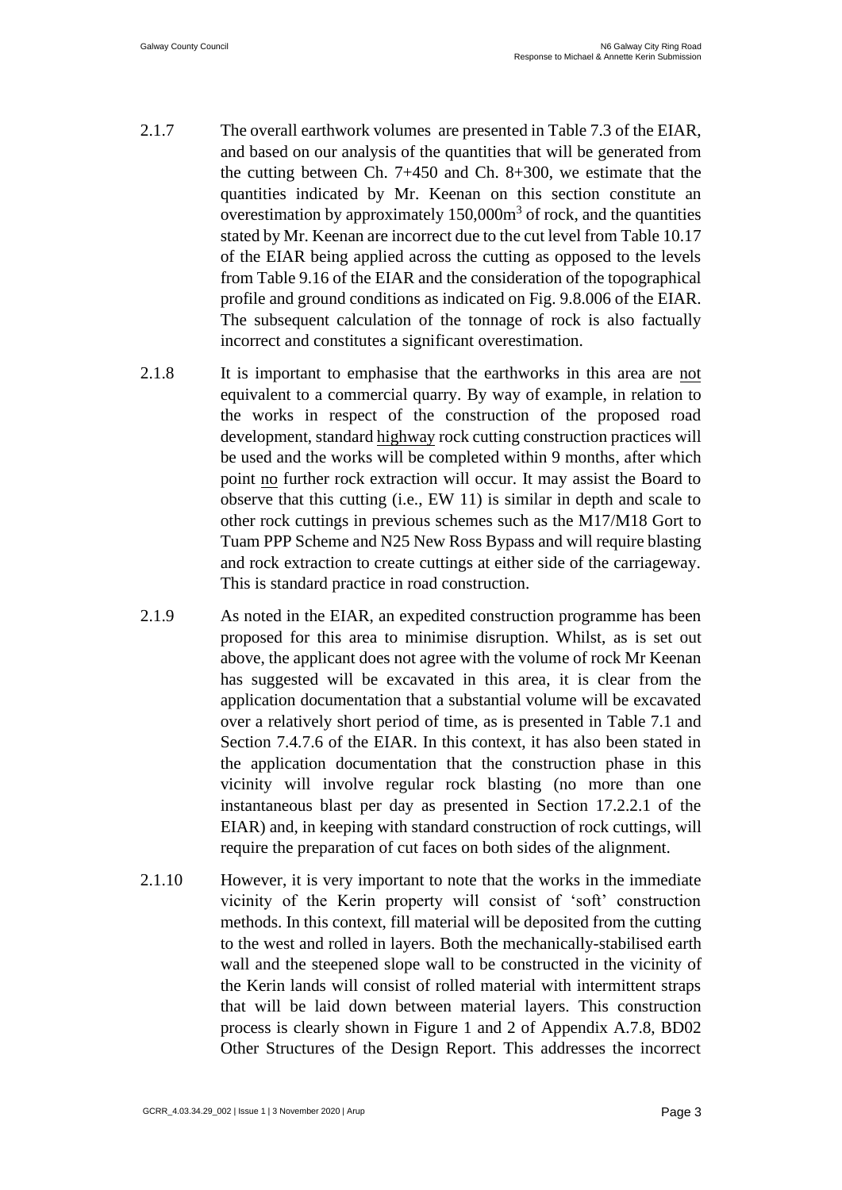2.1.7 The overall earthwork volumes are presented in Table 7.3 of the EIAR, and based on our analysis of the quantities that will be generated from the cutting between Ch. 7+450 and Ch. 8+300, we estimate that the quantities indicated by Mr. Keenan on this section constitute an overestimation by approximately 150,000m$^3$ of rock, and the quantities stated by Mr. Keenan are incorrect due to the cut level from Table 10.17 of the EIAR being applied across the cutting as opposed to the levels from Table 9.16 of the EIAR and the consideration of the topographical profile and ground conditions as indicated on Fig. 9.8.006 of the EIAR. The subsequent calculation of the tonnage of rock is also factually incorrect and constitutes a significant overestimation.

2.1.8 It is important to emphasise that the earthworks in this area are <u>not</u> equivalent to a commercial quarry. By way of example, in relation to the works in respect of the construction of the proposed road development, standard <u>highway</u> rock cutting construction practices will be used and the works will be completed within 9 months, after which point <u>no</u> further rock extraction will occur. It may assist the Board to observe that this cutting (i.e., EW 11) is similar in depth and scale to other rock cuttings in previous schemes such as the M17/M18 Gort to Tuam PPP Scheme and N25 New Ross Bypass and will require blasting and rock extraction to create cuttings at either side of the carriageway. This is standard practice in road construction.

2.1.9 As noted in the EIAR, an expedited construction programme has been proposed for this area to minimise disruption. Whilst, as is set out above, the applicant does not agree with the volume of rock Mr Keenan has suggested will be excavated in this area, it is clear from the application documentation that a substantial volume will be excavated over a relatively short period of time, as is presented in Table 7.1 and Section 7.4.7.6 of the EIAR. In this context, it has also been stated in the application documentation that the construction phase in this vicinity will involve regular rock blasting (no more than one instantaneous blast per day as presented in Section 17.2.2.1 of the EIAR) and, in keeping with standard construction of rock cuttings, will require the preparation of cut faces on both sides of the alignment.

2.1.10 However, it is very important to note that the works in the immediate vicinity of the Kerin property will consist of 'soft' construction methods. In this context, fill material will be deposited from the cutting to the west and rolled in layers. Both the mechanically-stabilised earth wall and the steepened slope wall to be constructed in the vicinity of the Kerin lands will consist of rolled material with intermittent straps that will be laid down between material layers. This construction process is clearly shown in Figure 1 and 2 of Appendix A.7.8, BD02 Other Structures of the Design Report. This addresses the incorrect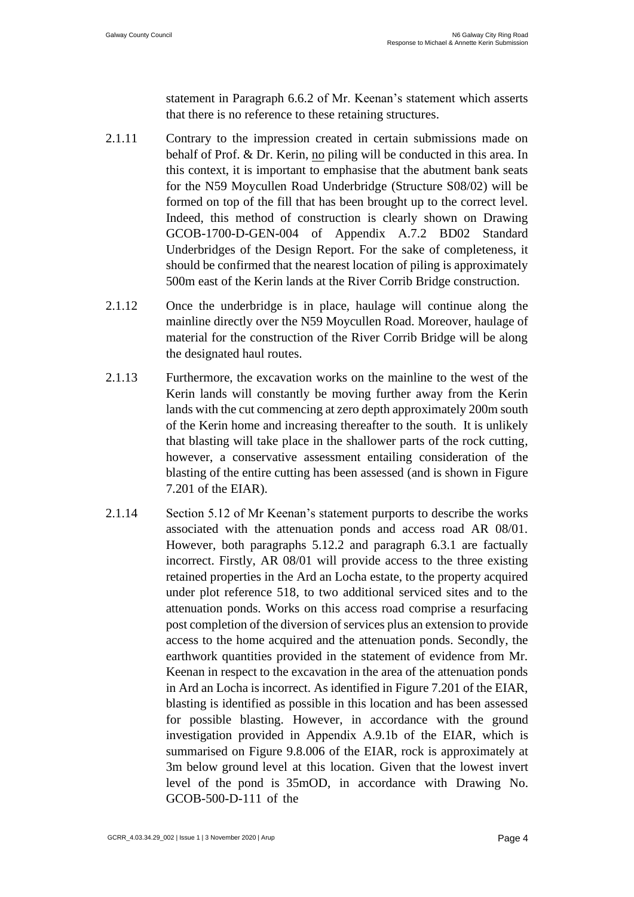statement in Paragraph 6.6.2 of Mr. Keenan's statement which asserts that there is no reference to these retaining structures.

2.1.11 Contrary to the impression created in certain submissions made on behalf of Prof. & Dr. Kerin, no piling will be conducted in this area. In this context, it is important to emphasise that the abutment bank seats for the N59 Moycullen Road Underbridge (Structure S08/02) will be formed on top of the fill that has been brought up to the correct level. Indeed, this method of construction is clearly shown on Drawing GCOB-1700-D-GEN-004 of Appendix A.7.2 BD02 Standard Underbridges of the Design Report. For the sake of completeness, it should be confirmed that the nearest location of piling is approximately 500m east of the Kerin lands at the River Corrib Bridge construction.

2.1.12 Once the underbridge is in place, haulage will continue along the mainline directly over the N59 Moycullen Road. Moreover, haulage of material for the construction of the River Corrib Bridge will be along the designated haul routes.

2.1.13 Furthermore, the excavation works on the mainline to the west of the Kerin lands will constantly be moving further away from the Kerin lands with the cut commencing at zero depth approximately 200m south of the Kerin home and increasing thereafter to the south. It is unlikely that blasting will take place in the shallower parts of the rock cutting, however, a conservative assessment entailing consideration of the blasting of the entire cutting has been assessed (and is shown in Figure 7.201 of the EIAR).

2.1.14 Section 5.12 of Mr Keenan's statement purports to describe the works associated with the attenuation ponds and access road AR 08/01. However, both paragraphs 5.12.2 and paragraph 6.3.1 are factually incorrect. Firstly, AR 08/01 will provide access to the three existing retained properties in the Ard an Locha estate, to the property acquired under plot reference 518, to two additional serviced sites and to the attenuation ponds. Works on this access road comprise a resurfacing post completion of the diversion of services plus an extension to provide access to the home acquired and the attenuation ponds. Secondly, the earthwork quantities provided in the statement of evidence from Mr. Keenan in respect to the excavation in the area of the attenuation ponds in Ard an Locha is incorrect. As identified in Figure 7.201 of the EIAR, blasting is identified as possible in this location and has been assessed for possible blasting. However, in accordance with the ground investigation provided in Appendix A.9.1b of the EIAR, which is summarised on Figure 9.8.006 of the EIAR, rock is approximately at 3m below ground level at this location. Given that the lowest invert level of the pond is 35mOD, in accordance with Drawing No. GCOB-500-D-111 of the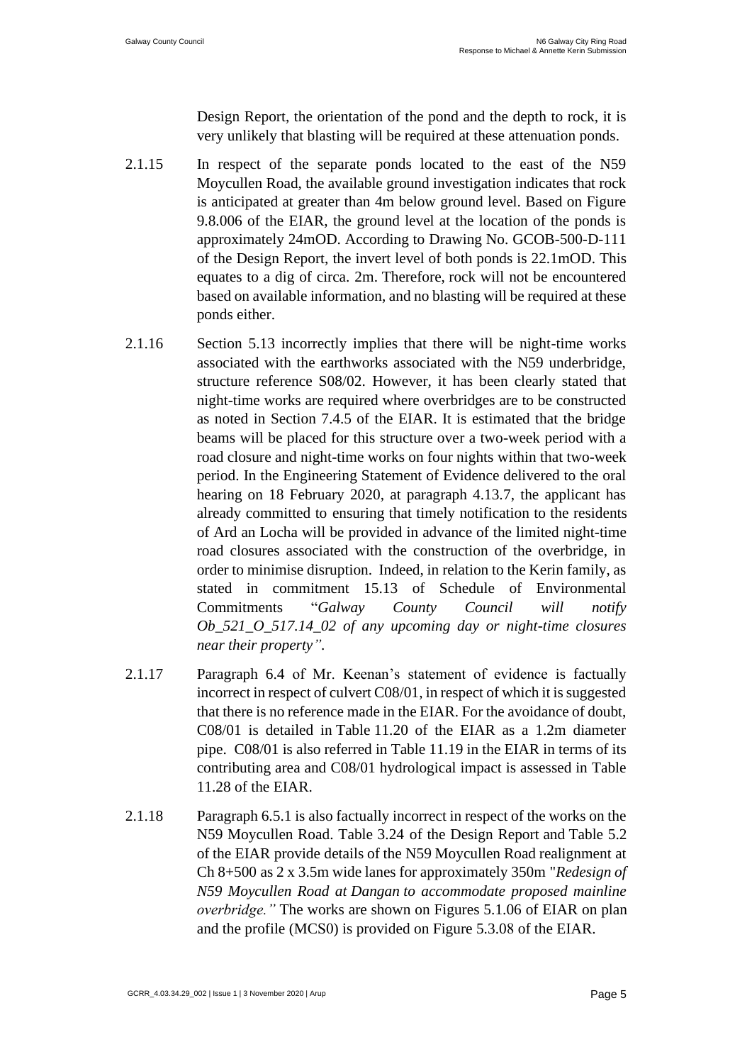Design Report, the orientation of the pond and the depth to rock, it is very unlikely that blasting will be required at these attenuation ponds.

2.1.15 In respect of the separate ponds located to the east of the N59 Moycullen Road, the available ground investigation indicates that rock is anticipated at greater than 4m below ground level. Based on Figure 9.8.006 of the EIAR, the ground level at the location of the ponds is approximately 24mOD. According to Drawing No. GCOB-500-D-111 of the Design Report, the invert level of both ponds is 22.1mOD. This equates to a dig of circa. 2m. Therefore, rock will not be encountered based on available information, and no blasting will be required at these ponds either.

2.1.16 Section 5.13 incorrectly implies that there will be night-time works associated with the earthworks associated with the N59 underbridge, structure reference S08/02. However, it has been clearly stated that night-time works are required where overbridges are to be constructed as noted in Section 7.4.5 of the EIAR. It is estimated that the bridge beams will be placed for this structure over a two-week period with a road closure and night-time works on four nights within that two-week period. In the Engineering Statement of Evidence delivered to the oral hearing on 18 February 2020, at paragraph 4.13.7, the applicant has already committed to ensuring that timely notification to the residents of Ard an Locha will be provided in advance of the limited night-time road closures associated with the construction of the overbridge, in order to minimise disruption. Indeed, in relation to the Kerin family, as stated in commitment 15.13 of Schedule of Environmental Commitments "*Galway County Council will notify Ob_521_O_517.14_02 of any upcoming day or night-time closures near their property"*.

2.1.17 Paragraph 6.4 of Mr. Keenan's statement of evidence is factually incorrect in respect of culvert C08/01, in respect of which it is suggested that there is no reference made in the EIAR. For the avoidance of doubt, C08/01 is detailed in Table 11.20 of the EIAR as a 1.2m diameter pipe. C08/01 is also referred in Table 11.19 in the EIAR in terms of its contributing area and C08/01 hydrological impact is assessed in Table 11.28 of the EIAR.

2.1.18 Paragraph 6.5.1 is also factually incorrect in respect of the works on the N59 Moycullen Road. Table 3.24 of the Design Report and Table 5.2 of the EIAR provide details of the N59 Moycullen Road realignment at Ch 8+500 as 2 x 3.5m wide lanes for approximately 350m "*Redesign of N59 Moycullen Road at Dangan to accommodate proposed mainline overbridge."* The works are shown on Figures 5.1.06 of EIAR on plan and the profile (MCS0) is provided on Figure 5.3.08 of the EIAR.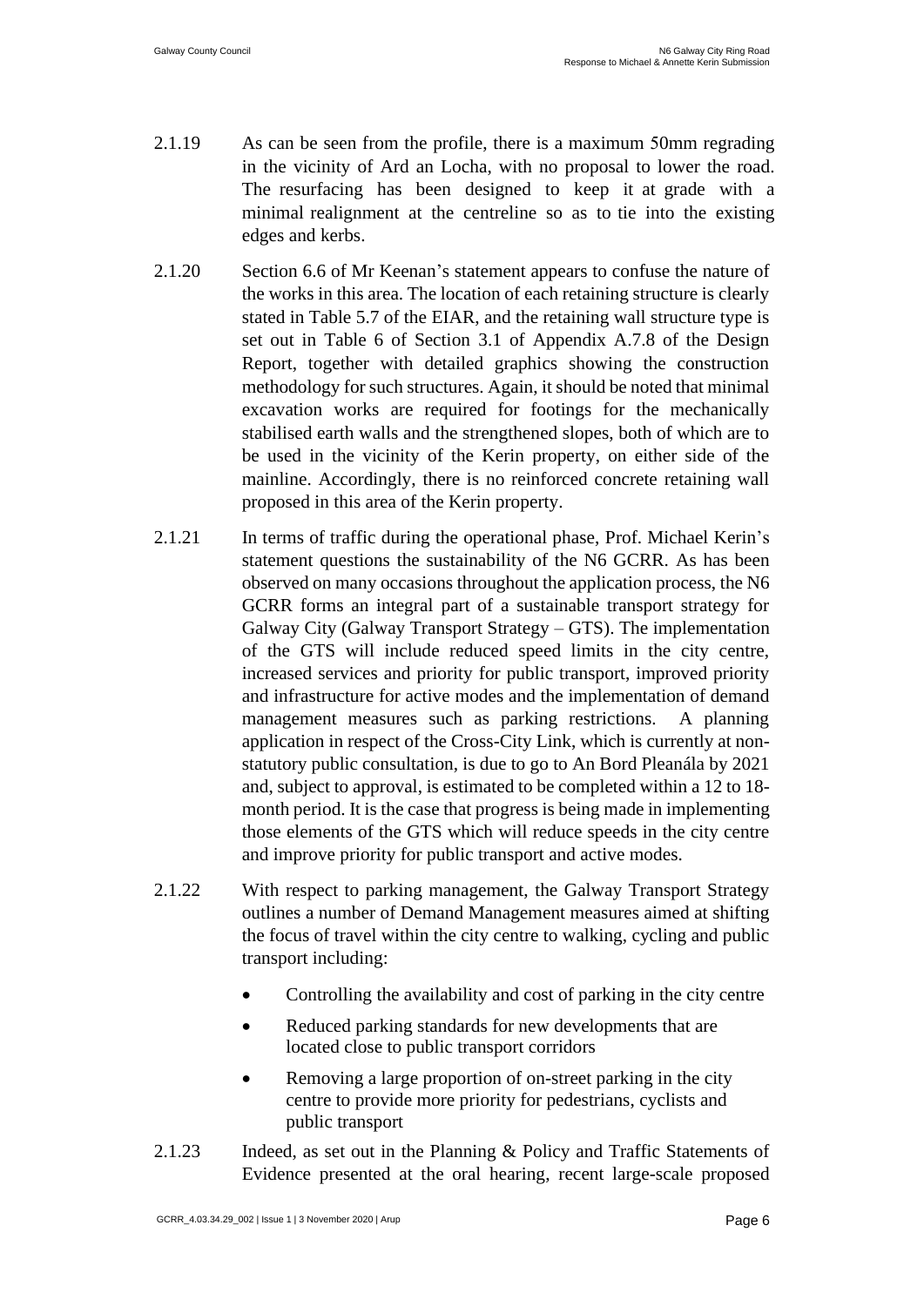2.1.19 As can be seen from the profile, there is a maximum 50mm regrading in the vicinity of Ard an Locha, with no proposal to lower the road. The resurfacing has been designed to keep it at grade with a minimal realignment at the centreline so as to tie into the existing edges and kerbs.

2.1.20 Section 6.6 of Mr Keenan's statement appears to confuse the nature of the works in this area. The location of each retaining structure is clearly stated in Table 5.7 of the EIAR, and the retaining wall structure type is set out in Table 6 of Section 3.1 of Appendix A.7.8 of the Design Report, together with detailed graphics showing the construction methodology for such structures. Again, it should be noted that minimal excavation works are required for footings for the mechanically stabilised earth walls and the strengthened slopes, both of which are to be used in the vicinity of the Kerin property, on either side of the mainline. Accordingly, there is no reinforced concrete retaining wall proposed in this area of the Kerin property.

2.1.21 In terms of traffic during the operational phase, Prof. Michael Kerin's statement questions the sustainability of the N6 GCRR. As has been observed on many occasions throughout the application process, the N6 GCRR forms an integral part of a sustainable transport strategy for Galway City (Galway Transport Strategy – GTS). The implementation of the GTS will include reduced speed limits in the city centre, increased services and priority for public transport, improved priority and infrastructure for active modes and the implementation of demand management measures such as parking restrictions. A planning application in respect of the Cross-City Link, which is currently at non-statutory public consultation, is due to go to An Bord Pleanála by 2021 and, subject to approval, is estimated to be completed within a 12 to 18-month period. It is the case that progress is being made in implementing those elements of the GTS which will reduce speeds in the city centre and improve priority for public transport and active modes.

2.1.22 With respect to parking management, the Galway Transport Strategy outlines a number of Demand Management measures aimed at shifting the focus of travel within the city centre to walking, cycling and public transport including:

- Controlling the availability and cost of parking in the city centre
- Reduced parking standards for new developments that are located close to public transport corridors
- Removing a large proportion of on-street parking in the city centre to provide more priority for pedestrians, cyclists and public transport

2.1.23 Indeed, as set out in the Planning & Policy and Traffic Statements of Evidence presented at the oral hearing, recent large-scale proposed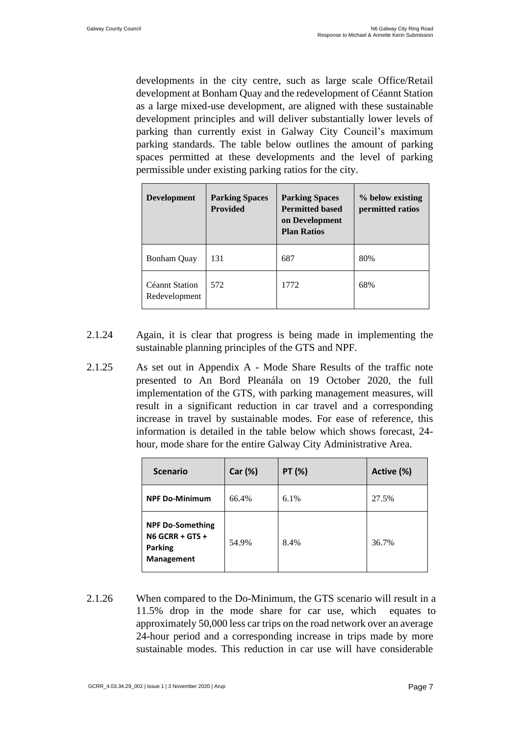developments in the city centre, such as large scale Office/Retail development at Bonham Quay and the redevelopment of Céannt Station as a large mixed-use development, are aligned with these sustainable development principles and will deliver substantially lower levels of parking than currently exist in Galway City Council's maximum parking standards. The table below outlines the amount of parking spaces permitted at these developments and the level of parking permissible under existing parking ratios for the city.

| Development | Parking Spaces Provided | Parking Spaces Permitted based on Development Plan Ratios | % below existing permitted ratios |
|---|---|---|---|
| Bonham Quay | 131 | 687 | 80% |
| Céannt Station Redevelopment | 572 | 1772 | 68% |

2.1.24 Again, it is clear that progress is being made in implementing the sustainable planning principles of the GTS and NPF.

2.1.25 As set out in Appendix A - Mode Share Results of the traffic note presented to An Bord Pleanála on 19 October 2020, the full implementation of the GTS, with parking management measures, will result in a significant reduction in car travel and a corresponding increase in travel by sustainable modes. For ease of reference, this information is detailed in the table below which shows forecast, 24-hour, mode share for the entire Galway City Administrative Area.

| Scenario | Car (%) | PT (%) | Active (%) |
|---|---|---|---|
| **NPF Do-Minimum** | 66.4% | 6.1% | 27.5% |
| **NPF Do-Something N6 GCRR + GTS + Parking Management** | 54.9% | 8.4% | 36.7% |

2.1.26 When compared to the Do-Minimum, the GTS scenario will result in a 11.5% drop in the mode share for car use, which equates to approximately 50,000 less car trips on the road network over an average 24-hour period and a corresponding increase in trips made by more sustainable modes. This reduction in car use will have considerable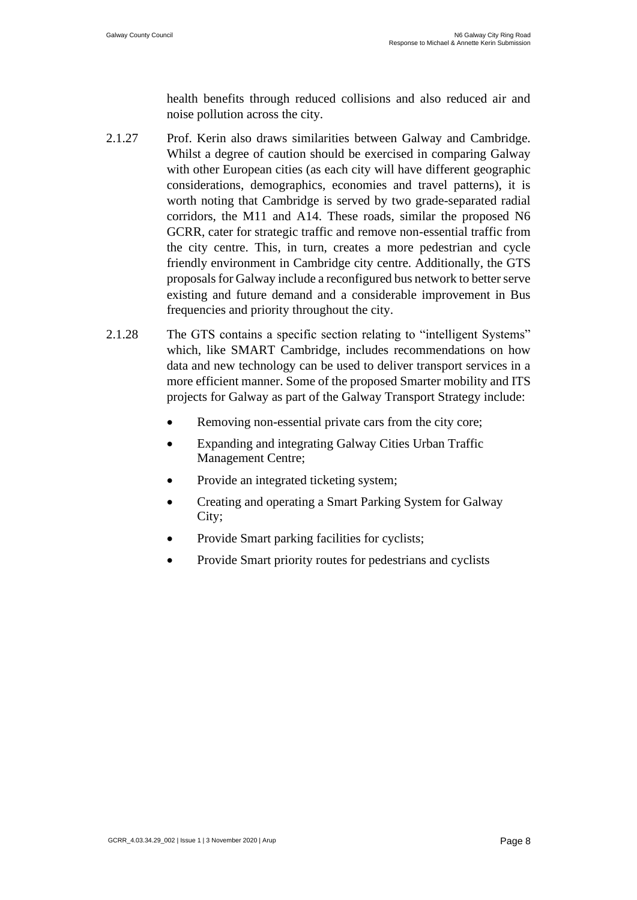health benefits through reduced collisions and also reduced air and noise pollution across the city.

2.1.27 Prof. Kerin also draws similarities between Galway and Cambridge. Whilst a degree of caution should be exercised in comparing Galway with other European cities (as each city will have different geographic considerations, demographics, economies and travel patterns), it is worth noting that Cambridge is served by two grade-separated radial corridors, the M11 and A14. These roads, similar the proposed N6 GCRR, cater for strategic traffic and remove non-essential traffic from the city centre. This, in turn, creates a more pedestrian and cycle friendly environment in Cambridge city centre. Additionally, the GTS proposals for Galway include a reconfigured bus network to better serve existing and future demand and a considerable improvement in Bus frequencies and priority throughout the city.

2.1.28 The GTS contains a specific section relating to "intelligent Systems" which, like SMART Cambridge, includes recommendations on how data and new technology can be used to deliver transport services in a more efficient manner. Some of the proposed Smarter mobility and ITS projects for Galway as part of the Galway Transport Strategy include:

- Removing non-essential private cars from the city core;
- Expanding and integrating Galway Cities Urban Traffic Management Centre;
- Provide an integrated ticketing system;
- Creating and operating a Smart Parking System for Galway City;
- Provide Smart parking facilities for cyclists;
- Provide Smart priority routes for pedestrians and cyclists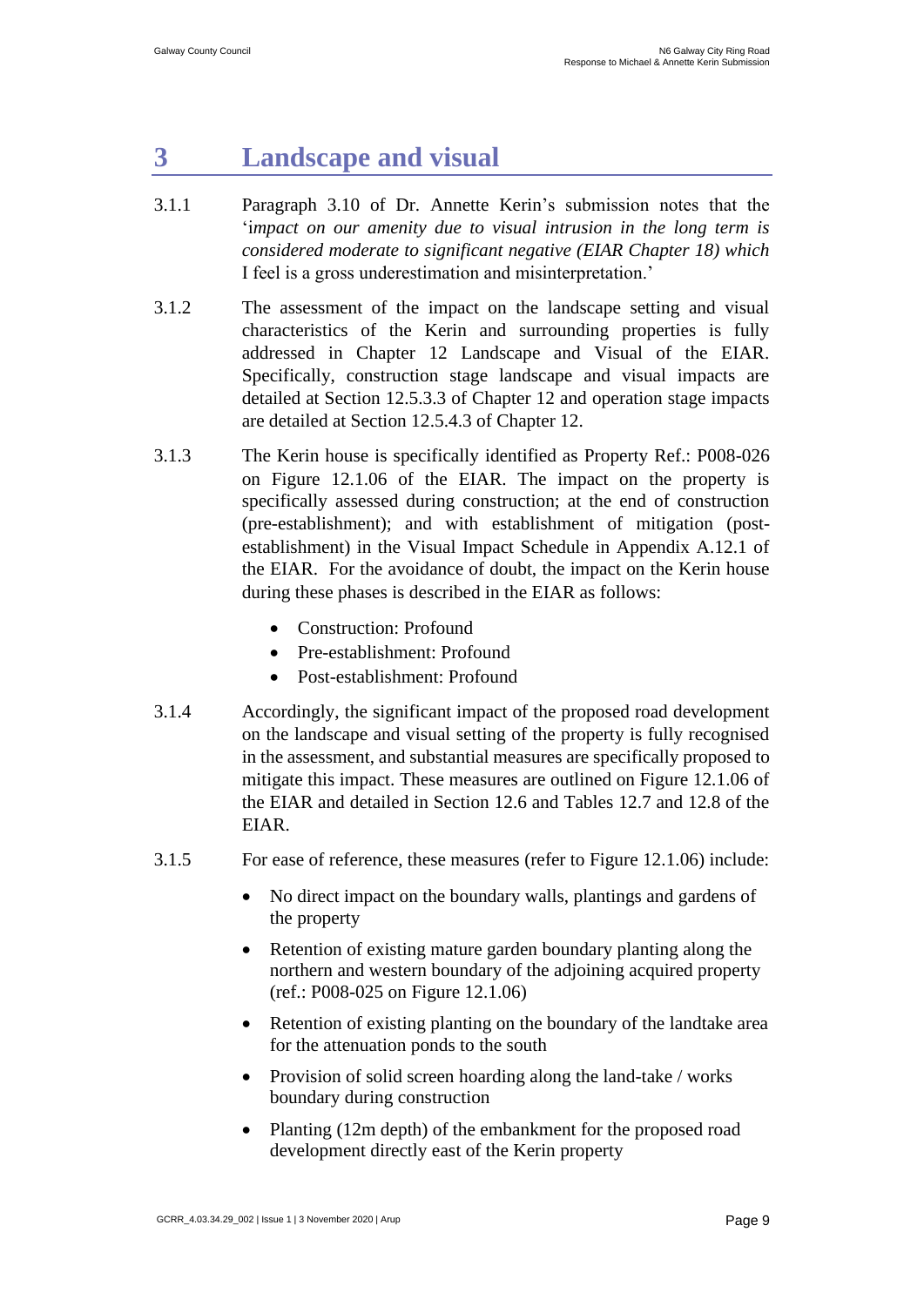# 3 Landscape and visual

3.1.1 Paragraph 3.10 of Dr. Annette Kerin's submission notes that the '*impact on our amenity due to visual intrusion in the long term is considered moderate to significant negative (EIAR Chapter 18) which* I feel is a gross underestimation and misinterpretation.'

3.1.2 The assessment of the impact on the landscape setting and visual characteristics of the Kerin and surrounding properties is fully addressed in Chapter 12 Landscape and Visual of the EIAR. Specifically, construction stage landscape and visual impacts are detailed at Section 12.5.3.3 of Chapter 12 and operation stage impacts are detailed at Section 12.5.4.3 of Chapter 12.

3.1.3 The Kerin house is specifically identified as Property Ref.: P008-026 on Figure 12.1.06 of the EIAR. The impact on the property is specifically assessed during construction; at the end of construction (pre-establishment); and with establishment of mitigation (post-establishment) in the Visual Impact Schedule in Appendix A.12.1 of the EIAR. For the avoidance of doubt, the impact on the Kerin house during these phases is described in the EIAR as follows:

- Construction: Profound
- Pre-establishment: Profound
- Post-establishment: Profound

3.1.4 Accordingly, the significant impact of the proposed road development on the landscape and visual setting of the property is fully recognised in the assessment, and substantial measures are specifically proposed to mitigate this impact. These measures are outlined on Figure 12.1.06 of the EIAR and detailed in Section 12.6 and Tables 12.7 and 12.8 of the EIAR.

3.1.5 For ease of reference, these measures (refer to Figure 12.1.06) include:

- No direct impact on the boundary walls, plantings and gardens of the property
- Retention of existing mature garden boundary planting along the northern and western boundary of the adjoining acquired property (ref.: P008-025 on Figure 12.1.06)
- Retention of existing planting on the boundary of the landtake area for the attenuation ponds to the south
- Provision of solid screen hoarding along the land-take / works boundary during construction
- Planting (12m depth) of the embankment for the proposed road development directly east of the Kerin property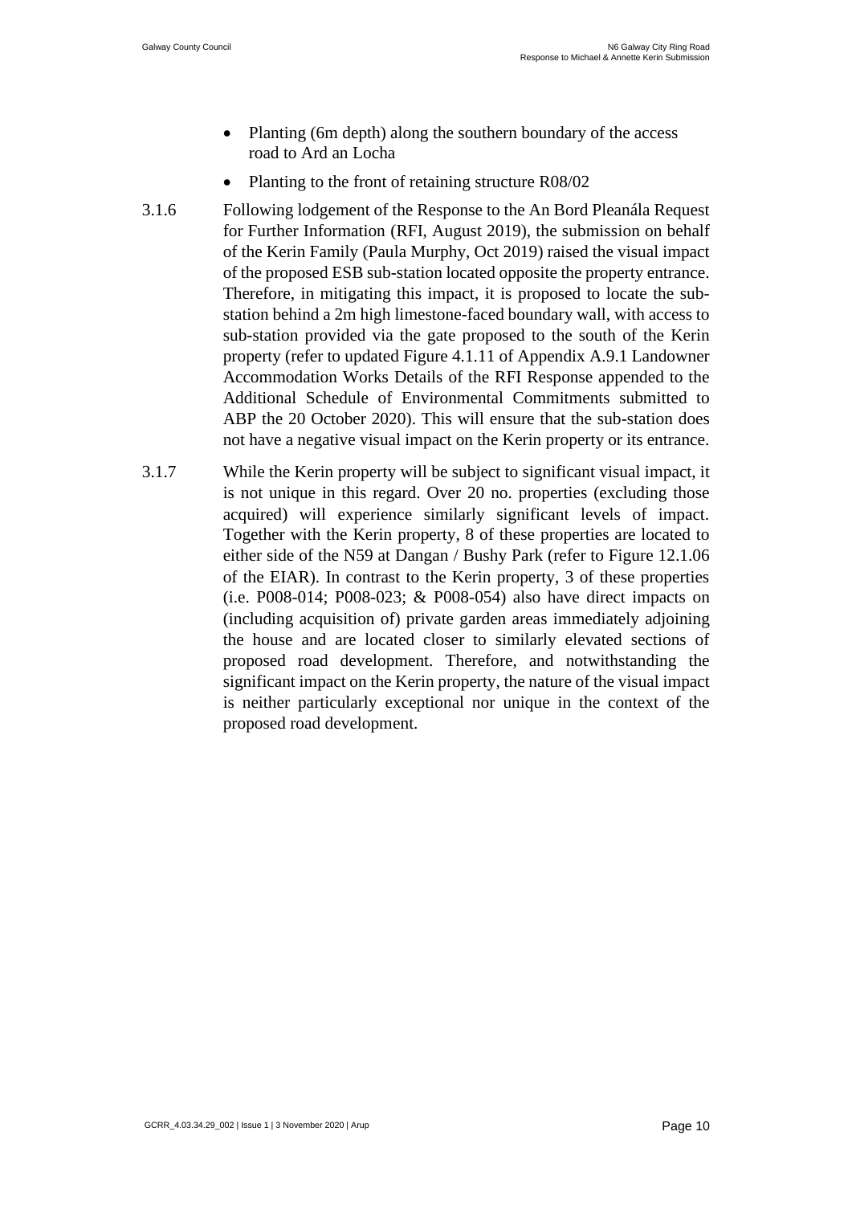- Planting (6m depth) along the southern boundary of the access road to Ard an Locha
- Planting to the front of retaining structure R08/02

3.1.6 Following lodgement of the Response to the An Bord Pleanála Request for Further Information (RFI, August 2019), the submission on behalf of the Kerin Family (Paula Murphy, Oct 2019) raised the visual impact of the proposed ESB sub-station located opposite the property entrance. Therefore, in mitigating this impact, it is proposed to locate the sub-station behind a 2m high limestone-faced boundary wall, with access to sub-station provided via the gate proposed to the south of the Kerin property (refer to updated Figure 4.1.11 of Appendix A.9.1 Landowner Accommodation Works Details of the RFI Response appended to the Additional Schedule of Environmental Commitments submitted to ABP the 20 October 2020). This will ensure that the sub-station does not have a negative visual impact on the Kerin property or its entrance.

3.1.7 While the Kerin property will be subject to significant visual impact, it is not unique in this regard. Over 20 no. properties (excluding those acquired) will experience similarly significant levels of impact. Together with the Kerin property, 8 of these properties are located to either side of the N59 at Dangan / Bushy Park (refer to Figure 12.1.06 of the EIAR). In contrast to the Kerin property, 3 of these properties (i.e. P008-014; P008-023; & P008-054) also have direct impacts on (including acquisition of) private garden areas immediately adjoining the house and are located closer to similarly elevated sections of proposed road development. Therefore, and notwithstanding the significant impact on the Kerin property, the nature of the visual impact is neither particularly exceptional nor unique in the context of the proposed road development.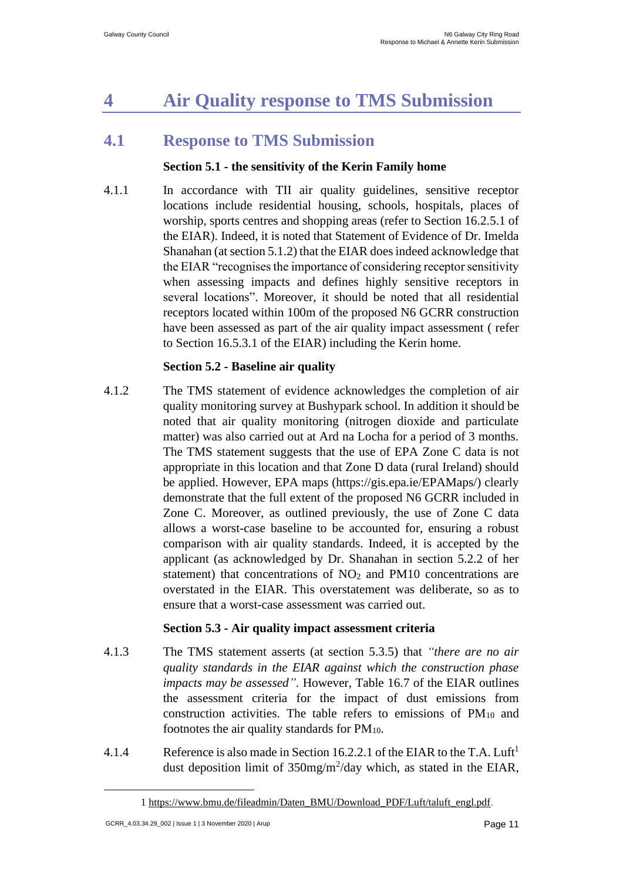# 4 Air Quality response to TMS Submission

## 4.1 Response to TMS Submission

**Section 5.1 - the sensitivity of the Kerin Family home**

4.1.1 In accordance with TII air quality guidelines, sensitive receptor locations include residential housing, schools, hospitals, places of worship, sports centres and shopping areas (refer to Section 16.2.5.1 of the EIAR). Indeed, it is noted that Statement of Evidence of Dr. Imelda Shanahan (at section 5.1.2) that the EIAR does indeed acknowledge that the EIAR "recognises the importance of considering receptor sensitivity when assessing impacts and defines highly sensitive receptors in several locations". Moreover, it should be noted that all residential receptors located within 100m of the proposed N6 GCRR construction have been assessed as part of the air quality impact assessment ( refer to Section 16.5.3.1 of the EIAR) including the Kerin home.

**Section 5.2 - Baseline air quality**

4.1.2 The TMS statement of evidence acknowledges the completion of air quality monitoring survey at Bushypark school. In addition it should be noted that air quality monitoring (nitrogen dioxide and particulate matter) was also carried out at Ard na Locha for a period of 3 months. The TMS statement suggests that the use of EPA Zone C data is not appropriate in this location and that Zone D data (rural Ireland) should be applied. However, EPA maps (https://gis.epa.ie/EPAMaps/) clearly demonstrate that the full extent of the proposed N6 GCRR included in Zone C. Moreover, as outlined previously, the use of Zone C data allows a worst-case baseline to be accounted for, ensuring a robust comparison with air quality standards. Indeed, it is accepted by the applicant (as acknowledged by Dr. Shanahan in section 5.2.2 of her statement) that concentrations of $NO_2$ and PM10 concentrations are overstated in the EIAR. This overstatement was deliberate, so as to ensure that a worst-case assessment was carried out.

**Section 5.3 - Air quality impact assessment criteria**

4.1.3 The TMS statement asserts (at section 5.3.5) that *"there are no air quality standards in the EIAR against which the construction phase impacts may be assessed"*. However, Table 16.7 of the EIAR outlines the assessment criteria for the impact of dust emissions from construction activities. The table refers to emissions of $PM_{10}$ and footnotes the air quality standards for $PM_{10}$.

4.1.4 Reference is also made in Section 16.2.2.1 of the EIAR to the T.A. Luft[1] dust deposition limit of $350mg/m^2/day$ which, as stated in the EIAR,

1 https://www.bmu.de/fileadmin/Daten_BMU/Download_PDF/Luft/taluft_engl.pdf.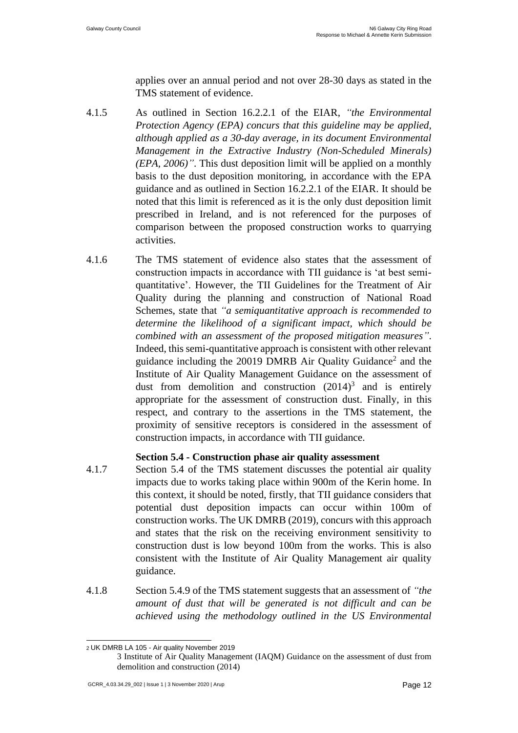applies over an annual period and not over 28-30 days as stated in the TMS statement of evidence.

4.1.5 As outlined in Section 16.2.2.1 of the EIAR, *"the Environmental Protection Agency (EPA) concurs that this guideline may be applied, although applied as a 30-day average, in its document Environmental Management in the Extractive Industry (Non-Scheduled Minerals) (EPA, 2006)"*. This dust deposition limit will be applied on a monthly basis to the dust deposition monitoring, in accordance with the EPA guidance and as outlined in Section 16.2.2.1 of the EIAR. It should be noted that this limit is referenced as it is the only dust deposition limit prescribed in Ireland, and is not referenced for the purposes of comparison between the proposed construction works to quarrying activities.

4.1.6 The TMS statement of evidence also states that the assessment of construction impacts in accordance with TII guidance is 'at best semi-quantitative'. However, the TII Guidelines for the Treatment of Air Quality during the planning and construction of National Road Schemes, state that *"a semiquantitative approach is recommended to determine the likelihood of a significant impact, which should be combined with an assessment of the proposed mitigation measures"*. Indeed, this semi-quantitative approach is consistent with other relevant guidance including the 20019 DMRB Air Quality Guidance[2] and the Institute of Air Quality Management Guidance on the assessment of dust from demolition and construction (2014)[3] and is entirely appropriate for the assessment of construction dust. Finally, in this respect, and contrary to the assertions in the TMS statement, the proximity of sensitive receptors is considered in the assessment of construction impacts, in accordance with TII guidance.

**Section 5.4 - Construction phase air quality assessment**

4.1.7 Section 5.4 of the TMS statement discusses the potential air quality impacts due to works taking place within 900m of the Kerin home. In this context, it should be noted, firstly, that TII guidance considers that potential dust deposition impacts can occur within 100m of construction works. The UK DMRB (2019), concurs with this approach and states that the risk on the receiving environment sensitivity to construction dust is low beyond 100m from the works. This is also consistent with the Institute of Air Quality Management air quality guidance.

4.1.8 Section 5.4.9 of the TMS statement suggests that an assessment of *"the amount of dust that will be generated is not difficult and can be achieved using the methodology outlined in the US Environmental*

---

2 UK DMRB LA 105 - Air quality November 2019

3 Institute of Air Quality Management (IAQM) Guidance on the assessment of dust from demolition and construction (2014)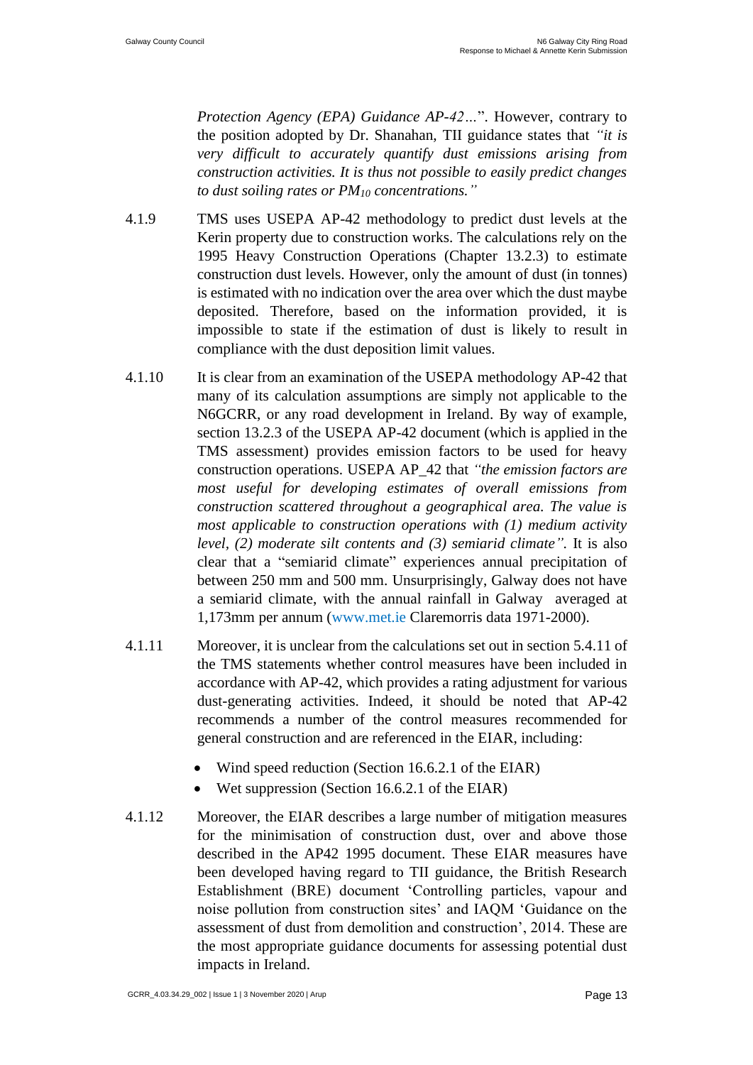*Protection Agency (EPA) Guidance AP-42…*". However, contrary to the position adopted by Dr. Shanahan, TII guidance states that *"it is very difficult to accurately quantify dust emissions arising from construction activities. It is thus not possible to easily predict changes to dust soiling rates or $PM_{10}$ concentrations."*

4.1.9 TMS uses USEPA AP-42 methodology to predict dust levels at the Kerin property due to construction works. The calculations rely on the 1995 Heavy Construction Operations (Chapter 13.2.3) to estimate construction dust levels. However, only the amount of dust (in tonnes) is estimated with no indication over the area over which the dust maybe deposited. Therefore, based on the information provided, it is impossible to state if the estimation of dust is likely to result in compliance with the dust deposition limit values.

4.1.10 It is clear from an examination of the USEPA methodology AP-42 that many of its calculation assumptions are simply not applicable to the N6GCRR, or any road development in Ireland. By way of example, section 13.2.3 of the USEPA AP-42 document (which is applied in the TMS assessment) provides emission factors to be used for heavy construction operations. USEPA AP_42 that *"the emission factors are most useful for developing estimates of overall emissions from construction scattered throughout a geographical area. The value is most applicable to construction operations with (1) medium activity level, (2) moderate silt contents and (3) semiarid climate"*. It is also clear that a "semiarid climate" experiences annual precipitation of between 250 mm and 500 mm. Unsurprisingly, Galway does not have a semiarid climate, with the annual rainfall in Galway averaged at 1,173mm per annum (www.met.ie Claremorris data 1971-2000).

4.1.11 Moreover, it is unclear from the calculations set out in section 5.4.11 of the TMS statements whether control measures have been included in accordance with AP-42, which provides a rating adjustment for various dust-generating activities. Indeed, it should be noted that AP-42 recommends a number of the control measures recommended for general construction and are referenced in the EIAR, including:

- Wind speed reduction (Section 16.6.2.1 of the EIAR)
- Wet suppression (Section 16.6.2.1 of the EIAR)

4.1.12 Moreover, the EIAR describes a large number of mitigation measures for the minimisation of construction dust, over and above those described in the AP42 1995 document. These EIAR measures have been developed having regard to TII guidance, the British Research Establishment (BRE) document 'Controlling particles, vapour and noise pollution from construction sites' and IAQM 'Guidance on the assessment of dust from demolition and construction', 2014. These are the most appropriate guidance documents for assessing potential dust impacts in Ireland.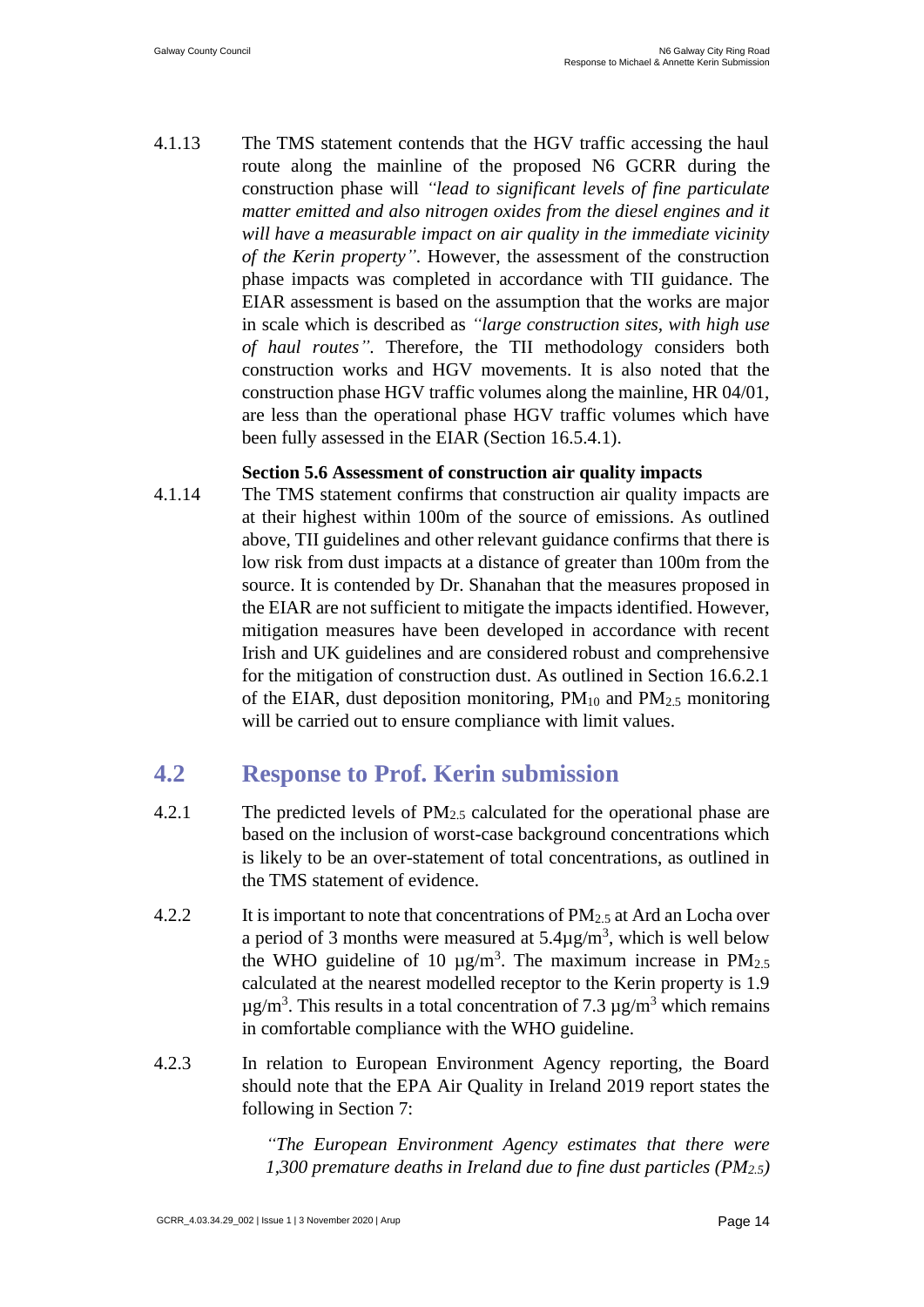4.1.13 The TMS statement contends that the HGV traffic accessing the haul route along the mainline of the proposed N6 GCRR during the construction phase will *"lead to significant levels of fine particulate matter emitted and also nitrogen oxides from the diesel engines and it will have a measurable impact on air quality in the immediate vicinity of the Kerin property"*. However, the assessment of the construction phase impacts was completed in accordance with TII guidance. The EIAR assessment is based on the assumption that the works are major in scale which is described as *"large construction sites, with high use of haul routes"*. Therefore, the TII methodology considers both construction works and HGV movements. It is also noted that the construction phase HGV traffic volumes along the mainline, HR 04/01, are less than the operational phase HGV traffic volumes which have been fully assessed in the EIAR (Section 16.5.4.1).

**Section 5.6 Assessment of construction air quality impacts**

4.1.14 The TMS statement confirms that construction air quality impacts are at their highest within 100m of the source of emissions. As outlined above, TII guidelines and other relevant guidance confirms that there is low risk from dust impacts at a distance of greater than 100m from the source. It is contended by Dr. Shanahan that the measures proposed in the EIAR are not sufficient to mitigate the impacts identified. However, mitigation measures have been developed in accordance with recent Irish and UK guidelines and are considered robust and comprehensive for the mitigation of construction dust. As outlined in Section 16.6.2.1 of the EIAR, dust deposition monitoring, $PM_{10}$ and $PM_{2.5}$ monitoring will be carried out to ensure compliance with limit values.

## 4.2 Response to Prof. Kerin submission

4.2.1 The predicted levels of $PM_{2.5}$ calculated for the operational phase are based on the inclusion of worst-case background concentrations which is likely to be an over-statement of total concentrations, as outlined in the TMS statement of evidence.

4.2.2 It is important to note that concentrations of $PM_{2.5}$ at Ard an Locha over a period of 3 months were measured at 5.4µg/m$^3$, which is well below the WHO guideline of 10 µg/m$^3$. The maximum increase in $PM_{2.5}$ calculated at the nearest modelled receptor to the Kerin property is 1.9 µg/m$^3$. This results in a total concentration of 7.3 µg/m$^3$ which remains in comfortable compliance with the WHO guideline.

4.2.3 In relation to European Environment Agency reporting, the Board should note that the EPA Air Quality in Ireland 2019 report states the following in Section 7:

> *"The European Environment Agency estimates that there were 1,300 premature deaths in Ireland due to fine dust particles ($PM_{2.5}$)*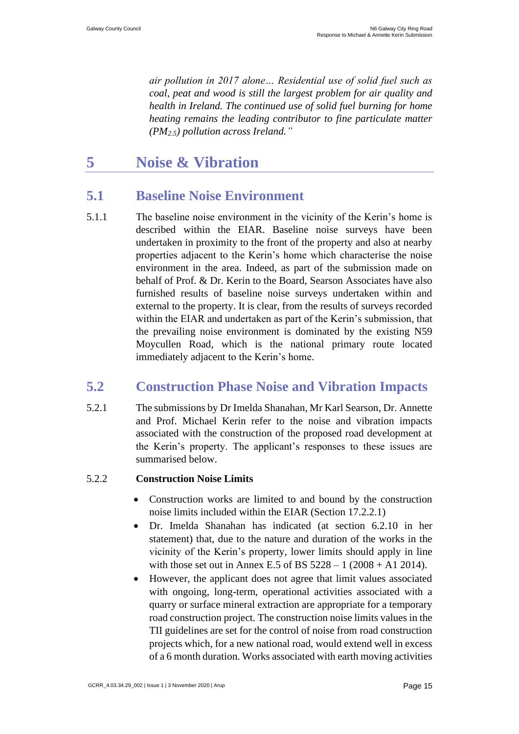*air pollution in 2017 alone… Residential use of solid fuel such as coal, peat and wood is still the largest problem for air quality and health in Ireland. The continued use of solid fuel burning for home heating remains the leading contributor to fine particulate matter ($PM_{2.5}$) pollution across Ireland."*

# 5 Noise & Vibration

## 5.1 Baseline Noise Environment

5.1.1 The baseline noise environment in the vicinity of the Kerin's home is described within the EIAR. Baseline noise surveys have been undertaken in proximity to the front of the property and also at nearby properties adjacent to the Kerin's home which characterise the noise environment in the area. Indeed, as part of the submission made on behalf of Prof. & Dr. Kerin to the Board, Searson Associates have also furnished results of baseline noise surveys undertaken within and external to the property. It is clear, from the results of surveys recorded within the EIAR and undertaken as part of the Kerin's submission, that the prevailing noise environment is dominated by the existing N59 Moycullen Road, which is the national primary route located immediately adjacent to the Kerin's home.

## 5.2 Construction Phase Noise and Vibration Impacts

5.2.1 The submissions by Dr Imelda Shanahan, Mr Karl Searson, Dr. Annette and Prof. Michael Kerin refer to the noise and vibration impacts associated with the construction of the proposed road development at the Kerin's property. The applicant's responses to these issues are summarised below.

5.2.2 **Construction Noise Limits**

- Construction works are limited to and bound by the construction noise limits included within the EIAR (Section 17.2.2.1)
- Dr. Imelda Shanahan has indicated (at section 6.2.10 in her statement) that, due to the nature and duration of the works in the vicinity of the Kerin's property, lower limits should apply in line with those set out in Annex E.5 of BS 5228 – 1 (2008 + A1 2014).
- However, the applicant does not agree that limit values associated with ongoing, long-term, operational activities associated with a quarry or surface mineral extraction are appropriate for a temporary road construction project. The construction noise limits values in the TII guidelines are set for the control of noise from road construction projects which, for a new national road, would extend well in excess of a 6 month duration. Works associated with earth moving activities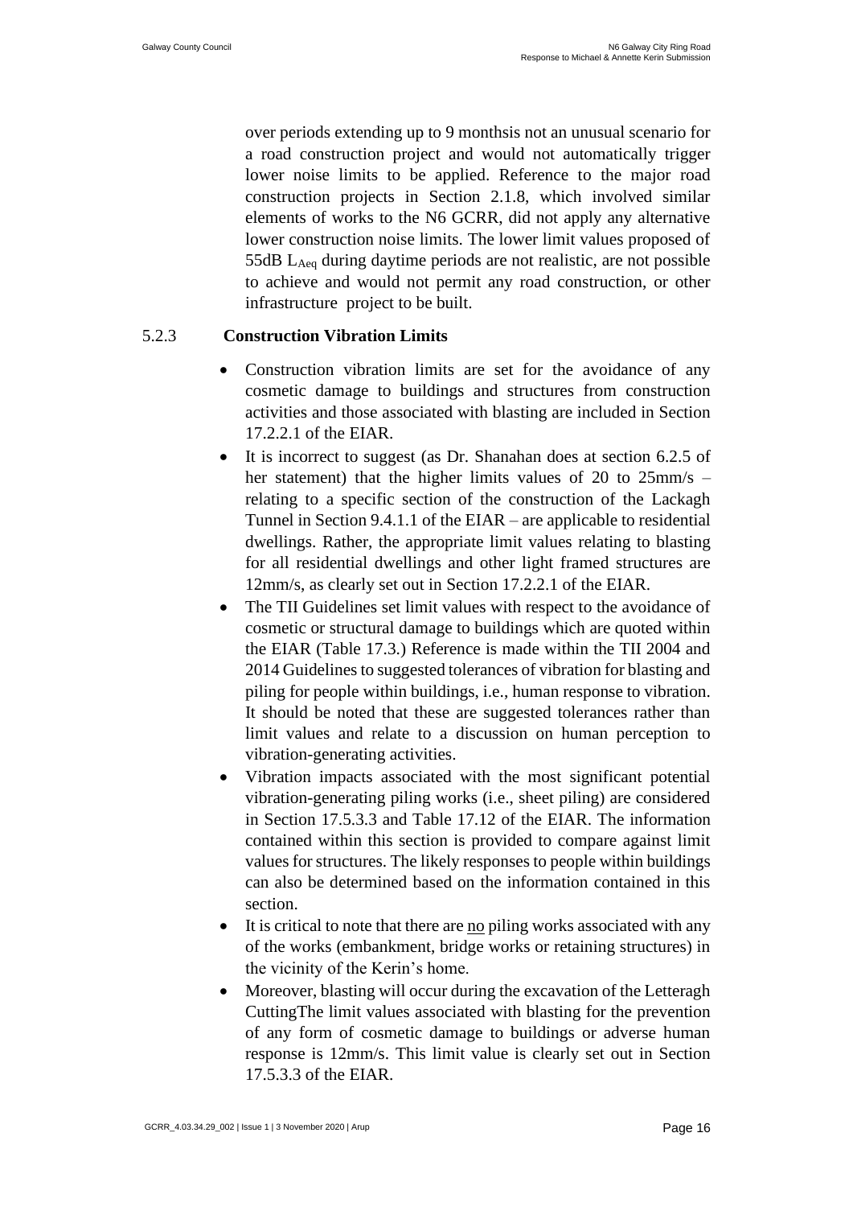over periods extending up to 9 monthsis not an unusual scenario for a road construction project and would not automatically trigger lower noise limits to be applied. Reference to the major road construction projects in Section 2.1.8, which involved similar elements of works to the N6 GCRR, did not apply any alternative lower construction noise limits. The lower limit values proposed of 55dB $L_{Aeq}$ during daytime periods are not realistic, are not possible to achieve and would not permit any road construction, or other infrastructure project to be built.

### 5.2.3 Construction Vibration Limits

- Construction vibration limits are set for the avoidance of any cosmetic damage to buildings and structures from construction activities and those associated with blasting are included in Section 17.2.2.1 of the EIAR.
- It is incorrect to suggest (as Dr. Shanahan does at section 6.2.5 of her statement) that the higher limits values of 20 to 25mm/s – relating to a specific section of the construction of the Lackagh Tunnel in Section 9.4.1.1 of the EIAR – are applicable to residential dwellings. Rather, the appropriate limit values relating to blasting for all residential dwellings and other light framed structures are 12mm/s, as clearly set out in Section 17.2.2.1 of the EIAR.
- The TII Guidelines set limit values with respect to the avoidance of cosmetic or structural damage to buildings which are quoted within the EIAR (Table 17.3.) Reference is made within the TII 2004 and 2014 Guidelines to suggested tolerances of vibration for blasting and piling for people within buildings, i.e., human response to vibration. It should be noted that these are suggested tolerances rather than limit values and relate to a discussion on human perception to vibration-generating activities.
- Vibration impacts associated with the most significant potential vibration-generating piling works (i.e., sheet piling) are considered in Section 17.5.3.3 and Table 17.12 of the EIAR. The information contained within this section is provided to compare against limit values for structures. The likely responses to people within buildings can also be determined based on the information contained in this section.
- It is critical to note that there are no piling works associated with any of the works (embankment, bridge works or retaining structures) in the vicinity of the Kerin's home.
- Moreover, blasting will occur during the excavation of the Letteragh CuttingThe limit values associated with blasting for the prevention of any form of cosmetic damage to buildings or adverse human response is 12mm/s. This limit value is clearly set out in Section 17.5.3.3 of the EIAR.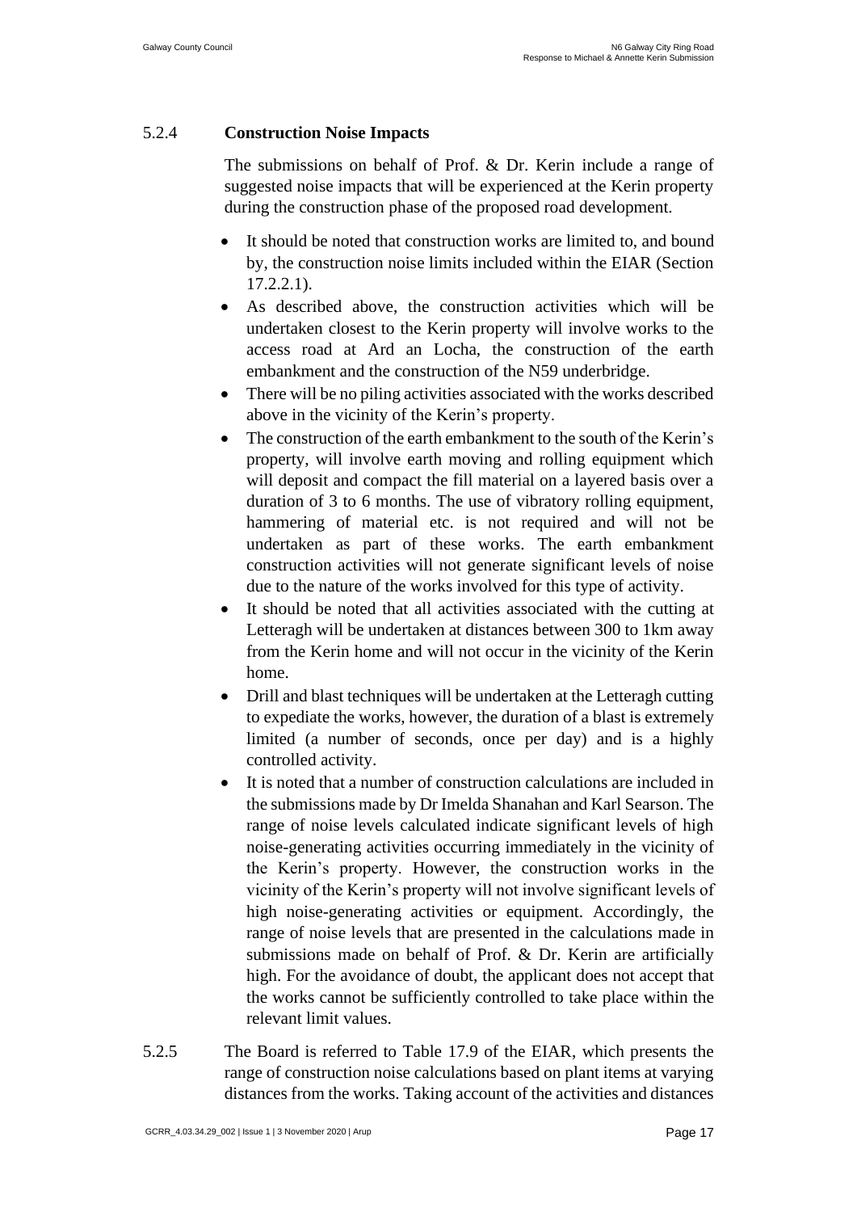### 5.2.4 **Construction Noise Impacts**

The submissions on behalf of Prof. & Dr. Kerin include a range of suggested noise impacts that will be experienced at the Kerin property during the construction phase of the proposed road development.

- It should be noted that construction works are limited to, and bound by, the construction noise limits included within the EIAR (Section 17.2.2.1).
- As described above, the construction activities which will be undertaken closest to the Kerin property will involve works to the access road at Ard an Locha, the construction of the earth embankment and the construction of the N59 underbridge.
- There will be no piling activities associated with the works described above in the vicinity of the Kerin's property.
- The construction of the earth embankment to the south of the Kerin's property, will involve earth moving and rolling equipment which will deposit and compact the fill material on a layered basis over a duration of 3 to 6 months. The use of vibratory rolling equipment, hammering of material etc. is not required and will not be undertaken as part of these works. The earth embankment construction activities will not generate significant levels of noise due to the nature of the works involved for this type of activity.
- It should be noted that all activities associated with the cutting at Letteragh will be undertaken at distances between 300 to 1km away from the Kerin home and will not occur in the vicinity of the Kerin home.
- Drill and blast techniques will be undertaken at the Letteragh cutting to expediate the works, however, the duration of a blast is extremely limited (a number of seconds, once per day) and is a highly controlled activity.
- It is noted that a number of construction calculations are included in the submissions made by Dr Imelda Shanahan and Karl Searson. The range of noise levels calculated indicate significant levels of high noise-generating activities occurring immediately in the vicinity of the Kerin's property. However, the construction works in the vicinity of the Kerin's property will not involve significant levels of high noise-generating activities or equipment. Accordingly, the range of noise levels that are presented in the calculations made in submissions made on behalf of Prof. & Dr. Kerin are artificially high. For the avoidance of doubt, the applicant does not accept that the works cannot be sufficiently controlled to take place within the relevant limit values.

5.2.5 The Board is referred to Table 17.9 of the EIAR, which presents the range of construction noise calculations based on plant items at varying distances from the works. Taking account of the activities and distances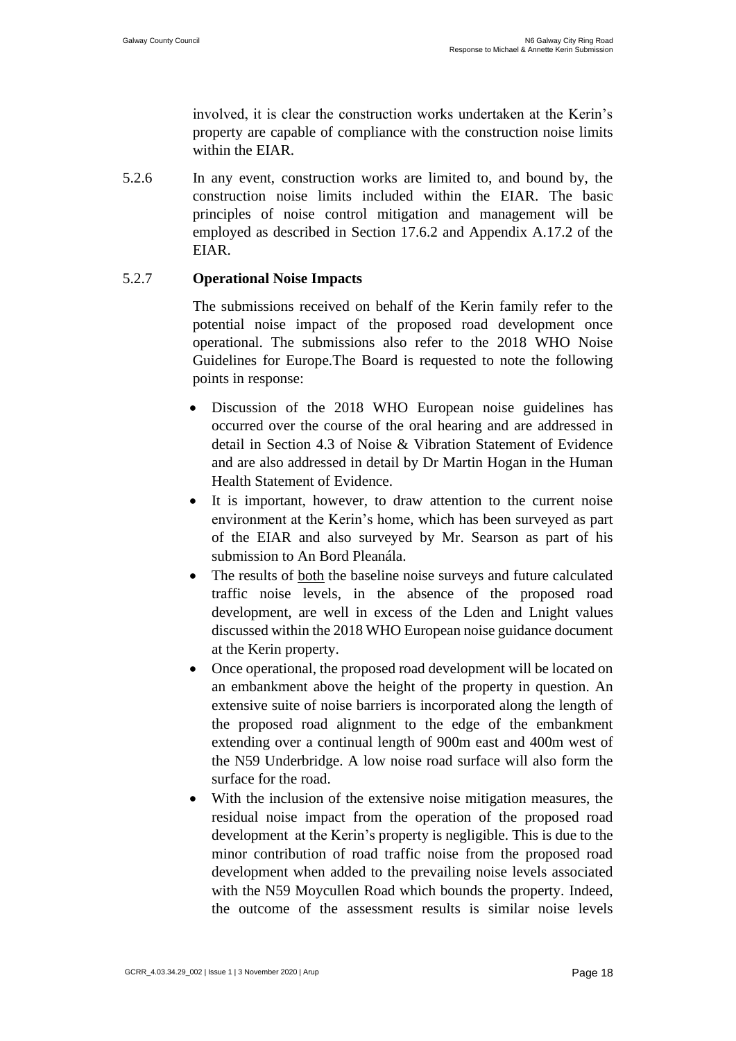involved, it is clear the construction works undertaken at the Kerin's property are capable of compliance with the construction noise limits within the EIAR.

5.2.6 In any event, construction works are limited to, and bound by, the construction noise limits included within the EIAR. The basic principles of noise control mitigation and management will be employed as described in Section 17.6.2 and Appendix A.17.2 of the EIAR.

5.2.7 **Operational Noise Impacts**

The submissions received on behalf of the Kerin family refer to the potential noise impact of the proposed road development once operational. The submissions also refer to the 2018 WHO Noise Guidelines for Europe.The Board is requested to note the following points in response:

- Discussion of the 2018 WHO European noise guidelines has occurred over the course of the oral hearing and are addressed in detail in Section 4.3 of Noise & Vibration Statement of Evidence and are also addressed in detail by Dr Martin Hogan in the Human Health Statement of Evidence.
- It is important, however, to draw attention to the current noise environment at the Kerin's home, which has been surveyed as part of the EIAR and also surveyed by Mr. Searson as part of his submission to An Bord Pleanála.
- The results of both the baseline noise surveys and future calculated traffic noise levels, in the absence of the proposed road development, are well in excess of the Lden and Lnight values discussed within the 2018 WHO European noise guidance document at the Kerin property.
- Once operational, the proposed road development will be located on an embankment above the height of the property in question. An extensive suite of noise barriers is incorporated along the length of the proposed road alignment to the edge of the embankment extending over a continual length of 900m east and 400m west of the N59 Underbridge. A low noise road surface will also form the surface for the road.
- With the inclusion of the extensive noise mitigation measures, the residual noise impact from the operation of the proposed road development at the Kerin's property is negligible. This is due to the minor contribution of road traffic noise from the proposed road development when added to the prevailing noise levels associated with the N59 Moycullen Road which bounds the property. Indeed, the outcome of the assessment results is similar noise levels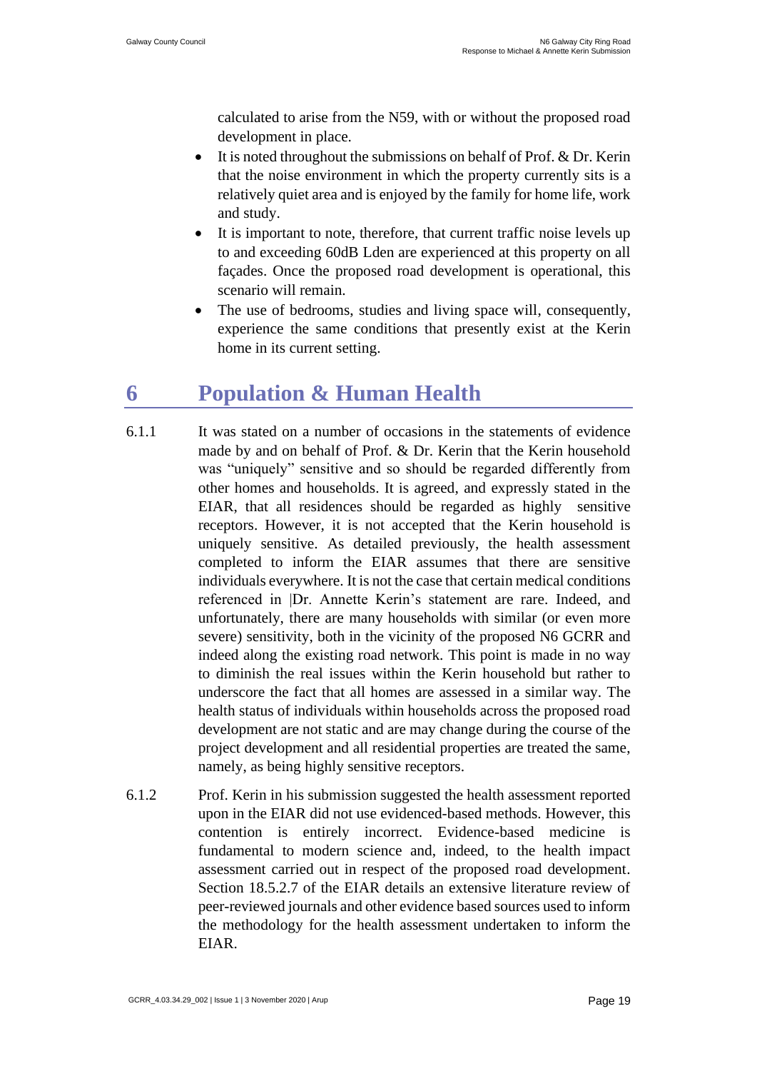calculated to arise from the N59, with or without the proposed road development in place.

- It is noted throughout the submissions on behalf of Prof. & Dr. Kerin that the noise environment in which the property currently sits is a relatively quiet area and is enjoyed by the family for home life, work and study.
- It is important to note, therefore, that current traffic noise levels up to and exceeding 60dB Lden are experienced at this property on all façades. Once the proposed road development is operational, this scenario will remain.
- The use of bedrooms, studies and living space will, consequently, experience the same conditions that presently exist at the Kerin home in its current setting.

# 6 Population & Human Health

6.1.1 It was stated on a number of occasions in the statements of evidence made by and on behalf of Prof. & Dr. Kerin that the Kerin household was "uniquely" sensitive and so should be regarded differently from other homes and households. It is agreed, and expressly stated in the EIAR, that all residences should be regarded as highly sensitive receptors. However, it is not accepted that the Kerin household is uniquely sensitive. As detailed previously, the health assessment completed to inform the EIAR assumes that there are sensitive individuals everywhere. It is not the case that certain medical conditions referenced in |Dr. Annette Kerin's statement are rare. Indeed, and unfortunately, there are many households with similar (or even more severe) sensitivity, both in the vicinity of the proposed N6 GCRR and indeed along the existing road network. This point is made in no way to diminish the real issues within the Kerin household but rather to underscore the fact that all homes are assessed in a similar way. The health status of individuals within households across the proposed road development are not static and are may change during the course of the project development and all residential properties are treated the same, namely, as being highly sensitive receptors.

6.1.2 Prof. Kerin in his submission suggested the health assessment reported upon in the EIAR did not use evidenced-based methods. However, this contention is entirely incorrect. Evidence-based medicine is fundamental to modern science and, indeed, to the health impact assessment carried out in respect of the proposed road development. Section 18.5.2.7 of the EIAR details an extensive literature review of peer-reviewed journals and other evidence based sources used to inform the methodology for the health assessment undertaken to inform the EIAR.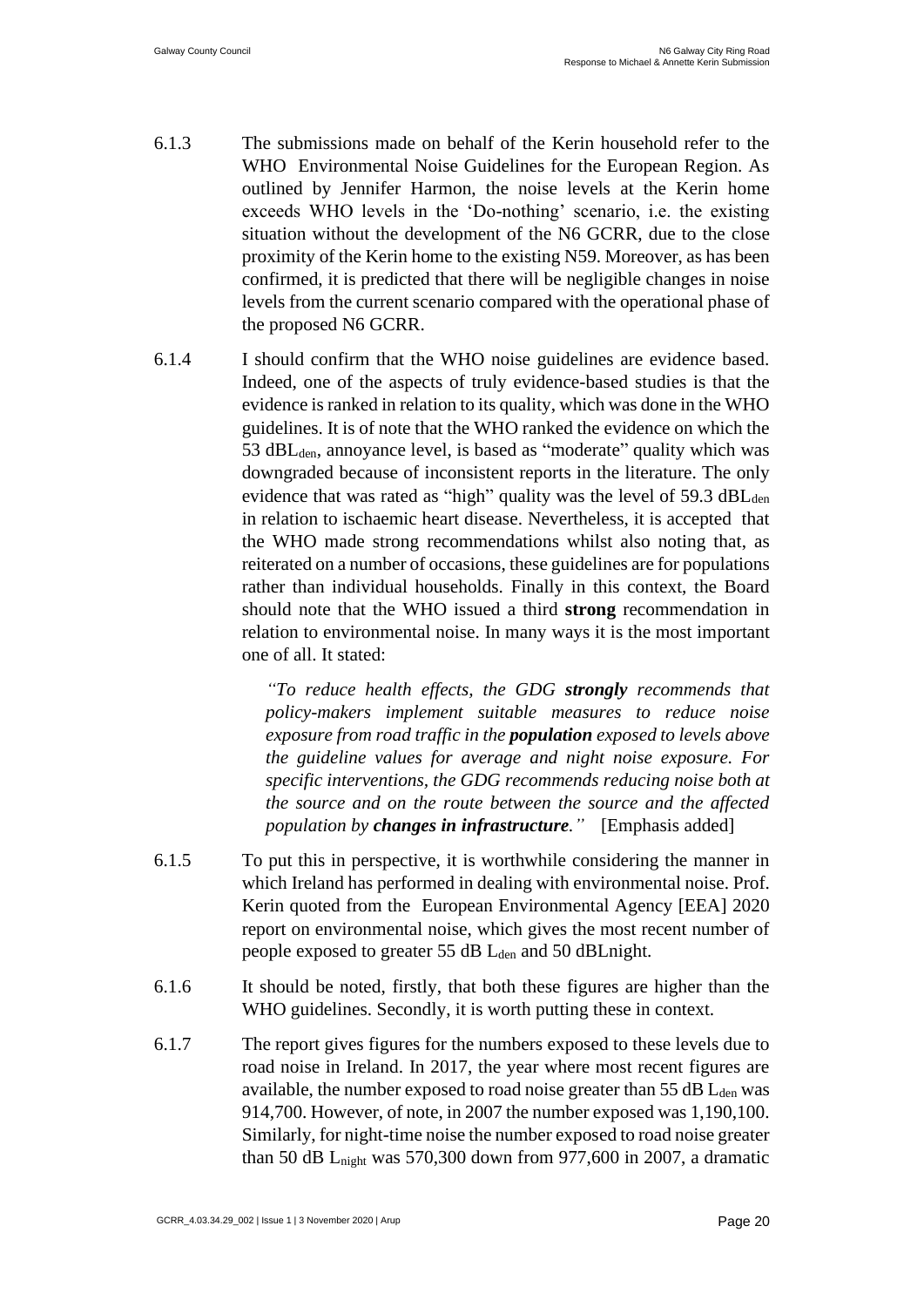6.1.3 The submissions made on behalf of the Kerin household refer to the WHO Environmental Noise Guidelines for the European Region. As outlined by Jennifer Harmon, the noise levels at the Kerin home exceeds WHO levels in the 'Do-nothing' scenario, i.e. the existing situation without the development of the N6 GCRR, due to the close proximity of the Kerin home to the existing N59. Moreover, as has been confirmed, it is predicted that there will be negligible changes in noise levels from the current scenario compared with the operational phase of the proposed N6 GCRR.

6.1.4 I should confirm that the WHO noise guidelines are evidence based. Indeed, one of the aspects of truly evidence-based studies is that the evidence is ranked in relation to its quality, which was done in the WHO guidelines. It is of note that the WHO ranked the evidence on which the 53 $dBL_{den}$, annoyance level, is based as "moderate" quality which was downgraded because of inconsistent reports in the literature. The only evidence that was rated as "high" quality was the level of 59.3 $dBL_{den}$ in relation to ischaemic heart disease. Nevertheless, it is accepted that the WHO made strong recommendations whilst also noting that, as reiterated on a number of occasions, these guidelines are for populations rather than individual households. Finally in this context, the Board should note that the WHO issued a third **strong** recommendation in relation to environmental noise. In many ways it is the most important one of all. It stated:

> *"To reduce health effects, the GDG **strongly** recommends that policy-makers implement suitable measures to reduce noise exposure from road traffic in the **population** exposed to levels above the guideline values for average and night noise exposure. For specific interventions, the GDG recommends reducing noise both at the source and on the route between the source and the affected population by **changes in infrastructure**."* [Emphasis added]

6.1.5 To put this in perspective, it is worthwhile considering the manner in which Ireland has performed in dealing with environmental noise. Prof. Kerin quoted from the European Environmental Agency [EEA] 2020 report on environmental noise, which gives the most recent number of people exposed to greater 55 dB $L_{den}$ and 50 dBLnight.

6.1.6 It should be noted, firstly, that both these figures are higher than the WHO guidelines. Secondly, it is worth putting these in context.

6.1.7 The report gives figures for the numbers exposed to these levels due to road noise in Ireland. In 2017, the year where most recent figures are available, the number exposed to road noise greater than 55 dB $L_{den}$ was 914,700. However, of note, in 2007 the number exposed was 1,190,100. Similarly, for night-time noise the number exposed to road noise greater than 50 dB $L_{night}$ was 570,300 down from 977,600 in 2007, a dramatic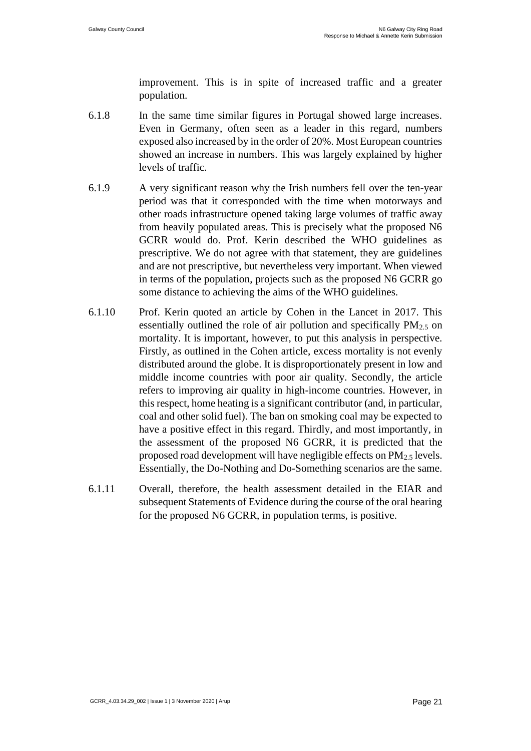improvement. This is in spite of increased traffic and a greater population.

6.1.8 In the same time similar figures in Portugal showed large increases. Even in Germany, often seen as a leader in this regard, numbers exposed also increased by in the order of 20%. Most European countries showed an increase in numbers. This was largely explained by higher levels of traffic.

6.1.9 A very significant reason why the Irish numbers fell over the ten-year period was that it corresponded with the time when motorways and other roads infrastructure opened taking large volumes of traffic away from heavily populated areas. This is precisely what the proposed N6 GCRR would do. Prof. Kerin described the WHO guidelines as prescriptive. We do not agree with that statement, they are guidelines and are not prescriptive, but nevertheless very important. When viewed in terms of the population, projects such as the proposed N6 GCRR go some distance to achieving the aims of the WHO guidelines.

6.1.10 Prof. Kerin quoted an article by Cohen in the Lancet in 2017. This essentially outlined the role of air pollution and specifically $PM_{2.5}$ on mortality. It is important, however, to put this analysis in perspective. Firstly, as outlined in the Cohen article, excess mortality is not evenly distributed around the globe. It is disproportionately present in low and middle income countries with poor air quality. Secondly, the article refers to improving air quality in high-income countries. However, in this respect, home heating is a significant contributor (and, in particular, coal and other solid fuel). The ban on smoking coal may be expected to have a positive effect in this regard. Thirdly, and most importantly, in the assessment of the proposed N6 GCRR, it is predicted that the proposed road development will have negligible effects on $PM_{2.5}$ levels. Essentially, the Do-Nothing and Do-Something scenarios are the same.

6.1.11 Overall, therefore, the health assessment detailed in the EIAR and subsequent Statements of Evidence during the course of the oral hearing for the proposed N6 GCRR, in population terms, is positive.